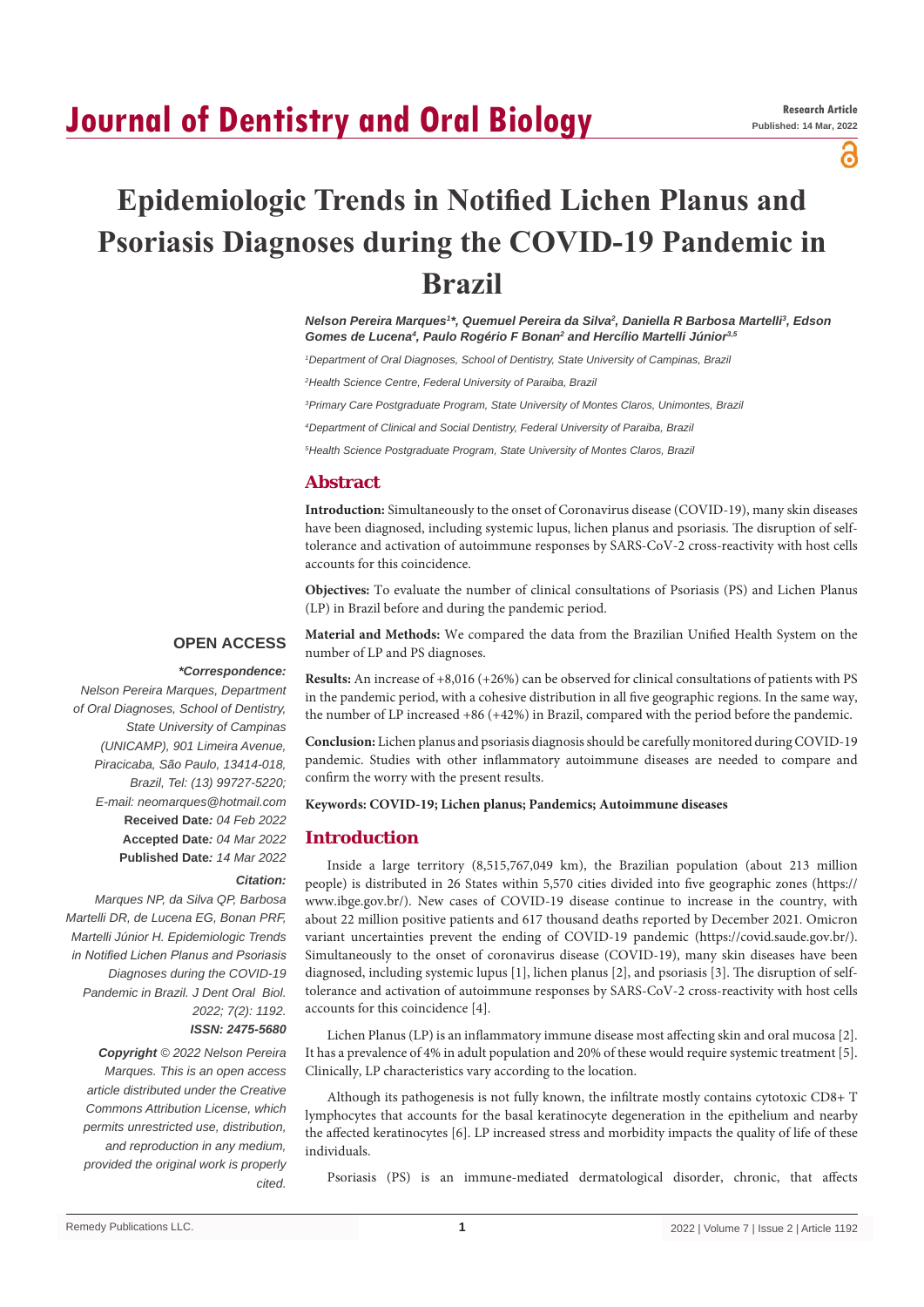# Journal of Dentistry and Oral Biology

**Research Article**
**Published: 14 Mar, 2022**

# Epidemiologic Trends in Notified Lichen Planus and Psoriasis Diagnoses during the COVID-19 Pandemic in Brazil

***Nelson Pereira Marques[1]\*, Quemuel Pereira da Silva[2], Daniella R Barbosa Martelli[3], Edson Gomes de Lucena[4], Paulo Rogério F Bonan[2] and Hercílio Martelli Júnior[3,5]***

*[1]Department of Oral Diagnoses, School of Dentistry, State University of Campinas, Brazil*

*[2]Health Science Centre, Federal University of Paraiba, Brazil*

*[3]Primary Care Postgraduate Program, State University of Montes Claros, Unimontes, Brazil*

*[4]Department of Clinical and Social Dentistry, Federal University of Paraiba, Brazil*

*[5]Health Science Postgraduate Program, State University of Montes Claros, Brazil*

## Abstract

**Introduction:** Simultaneously to the onset of Coronavirus disease (COVID-19), many skin diseases have been diagnosed, including systemic lupus, lichen planus and psoriasis. The disruption of self-tolerance and activation of autoimmune responses by SARS-CoV-2 cross-reactivity with host cells accounts for this coincidence.

**Objectives:** To evaluate the number of clinical consultations of Psoriasis (PS) and Lichen Planus (LP) in Brazil before and during the pandemic period.

**Material and Methods:** We compared the data from the Brazilian Unified Health System on the number of LP and PS diagnoses.

**Results:** An increase of +8,016 (+26%) can be observed for clinical consultations of patients with PS in the pandemic period, with a cohesive distribution in all five geographic regions. In the same way, the number of LP increased +86 (+42%) in Brazil, compared with the period before the pandemic.

**Conclusion:** Lichen planus and psoriasis diagnosis should be carefully monitored during COVID-19 pandemic. Studies with other inflammatory autoimmune diseases are needed to compare and confirm the worry with the present results.

**Keywords: COVID-19; Lichen planus; Pandemics; Autoimmune diseases**

**OPEN ACCESS**

***\*Correspondence:***

*Nelson Pereira Marques, Department of Oral Diagnoses, School of Dentistry, State University of Campinas (UNICAMP), 901 Limeira Avenue, Piracicaba, São Paulo, 13414-018, Brazil, Tel: (13) 99727-5220; E-mail: neomarques@hotmail.com*

**Received Date:** *04 Feb 2022*

**Accepted Date:** *04 Mar 2022*

**Published Date:** *14 Mar 2022*

***Citation:***

*Marques NP, da Silva QP, Barbosa Martelli DR, de Lucena EG, Bonan PRF, Martelli Júnior H. Epidemiologic Trends in Notified Lichen Planus and Psoriasis Diagnoses during the COVID-19 Pandemic in Brazil. J Dent Oral Biol. 2022; 7(2): 1192.*

***ISSN: 2475-5680***

***Copyright** © 2022 Nelson Pereira Marques. This is an open access article distributed under the Creative Commons Attribution License, which permits unrestricted use, distribution, and reproduction in any medium, provided the original work is properly cited.*

## Introduction

Inside a large territory (8,515,767,049 km), the Brazilian population (about 213 million people) is distributed in 26 States within 5,570 cities divided into five geographic zones (https://www.ibge.gov.br/). New cases of COVID-19 disease continue to increase in the country, with about 22 million positive patients and 617 thousand deaths reported by December 2021. Omicron variant uncertainties prevent the ending of COVID-19 pandemic (https://covid.saude.gov.br/). Simultaneously to the onset of coronavirus disease (COVID-19), many skin diseases have been diagnosed, including systemic lupus [1], lichen planus [2], and psoriasis [3]. The disruption of self-tolerance and activation of autoimmune responses by SARS-CoV-2 cross-reactivity with host cells accounts for this coincidence [4].

Lichen Planus (LP) is an inflammatory immune disease most affecting skin and oral mucosa [2]. It has a prevalence of 4% in adult population and 20% of these would require systemic treatment [5]. Clinically, LP characteristics vary according to the location.

Although its pathogenesis is not fully known, the infiltrate mostly contains cytotoxic CD8+ T lymphocytes that accounts for the basal keratinocyte degeneration in the epithelium and nearby the affected keratinocytes [6]. LP increased stress and morbidity impacts the quality of life of these individuals.

Psoriasis (PS) is an immune-mediated dermatological disorder, chronic, that affects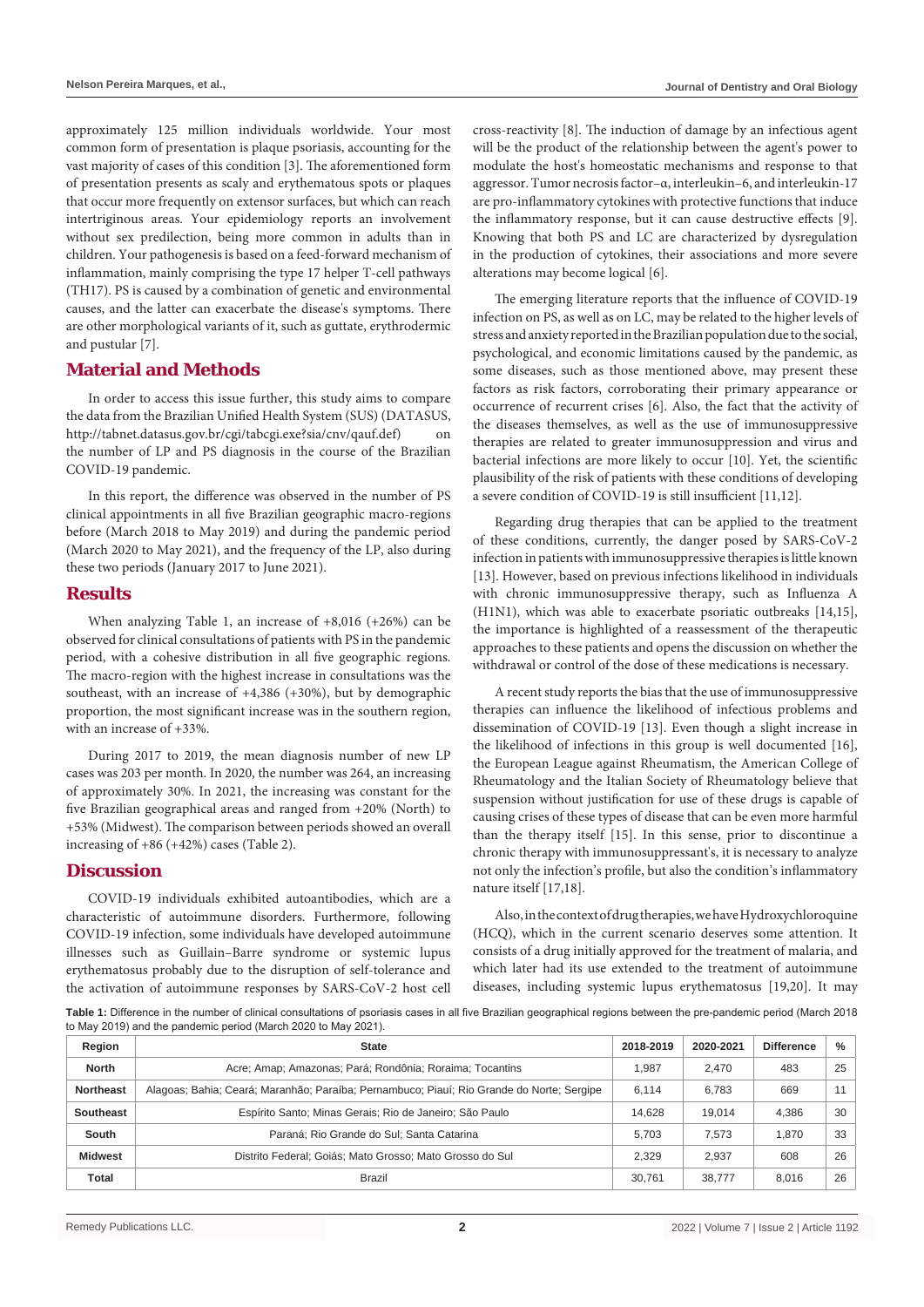approximately 125 million individuals worldwide. Your most common form of presentation is plaque psoriasis, accounting for the vast majority of cases of this condition [3]. The aforementioned form of presentation presents as scaly and erythematous spots or plaques that occur more frequently on extensor surfaces, but which can reach intertriginous areas. Your epidemiology reports an involvement without sex predilection, being more common in adults than in children. Your pathogenesis is based on a feed-forward mechanism of inflammation, mainly comprising the type 17 helper T-cell pathways (TH17). PS is caused by a combination of genetic and environmental causes, and the latter can exacerbate the disease's symptoms. There are other morphological variants of it, such as guttate, erythrodermic and pustular [7].

## Material and Methods

In order to access this issue further, this study aims to compare the data from the Brazilian Unified Health System (SUS) (DATASUS, http://tabnet.datasus.gov.br/cgi/tabcgi.exe?sia/cnv/qauf.def) on the number of LP and PS diagnosis in the course of the Brazilian COVID-19 pandemic.

In this report, the difference was observed in the number of PS clinical appointments in all five Brazilian geographic macro-regions before (March 2018 to May 2019) and during the pandemic period (March 2020 to May 2021), and the frequency of the LP, also during these two periods (January 2017 to June 2021).

## Results

When analyzing Table 1, an increase of +8,016 (+26%) can be observed for clinical consultations of patients with PS in the pandemic period, with a cohesive distribution in all five geographic regions. The macro-region with the highest increase in consultations was the southeast, with an increase of +4,386 (+30%), but by demographic proportion, the most significant increase was in the southern region, with an increase of +33%.

During 2017 to 2019, the mean diagnosis number of new LP cases was 203 per month. In 2020, the number was 264, an increasing of approximately 30%. In 2021, the increasing was constant for the five Brazilian geographical areas and ranged from +20% (North) to +53% (Midwest). The comparison between periods showed an overall increasing of +86 (+42%) cases (Table 2).

## Discussion

COVID-19 individuals exhibited autoantibodies, which are a characteristic of autoimmune disorders. Furthermore, following COVID-19 infection, some individuals have developed autoimmune illnesses such as Guillain–Barre syndrome or systemic lupus erythematosus probably due to the disruption of self-tolerance and the activation of autoimmune responses by SARS-CoV-2 host cell cross-reactivity [8]. The induction of damage by an infectious agent will be the product of the relationship between the agent's power to modulate the host's homeostatic mechanisms and response to that aggressor. Tumor necrosis factor–α, interleukin–6, and interleukin-17 are pro-inflammatory cytokines with protective functions that induce the inflammatory response, but it can cause destructive effects [9]. Knowing that both PS and LC are characterized by dysregulation in the production of cytokines, their associations and more severe alterations may become logical [6].

The emerging literature reports that the influence of COVID-19 infection on PS, as well as on LC, may be related to the higher levels of stress and anxiety reported in the Brazilian population due to the social, psychological, and economic limitations caused by the pandemic, as some diseases, such as those mentioned above, may present these factors as risk factors, corroborating their primary appearance or occurrence of recurrent crises [6]. Also, the fact that the activity of the diseases themselves, as well as the use of immunosuppressive therapies are related to greater immunosuppression and virus and bacterial infections are more likely to occur [10]. Yet, the scientific plausibility of the risk of patients with these conditions of developing a severe condition of COVID-19 is still insufficient [11,12].

Regarding drug therapies that can be applied to the treatment of these conditions, currently, the danger posed by SARS-CoV-2 infection in patients with immunosuppressive therapies is little known [13]. However, based on previous infections likelihood in individuals with chronic immunosuppressive therapy, such as Influenza A (H1N1), which was able to exacerbate psoriatic outbreaks [14,15], the importance is highlighted of a reassessment of the therapeutic approaches to these patients and opens the discussion on whether the withdrawal or control of the dose of these medications is necessary.

A recent study reports the bias that the use of immunosuppressive therapies can influence the likelihood of infectious problems and dissemination of COVID-19 [13]. Even though a slight increase in the likelihood of infections in this group is well documented [16], the European League against Rheumatism, the American College of Rheumatology and the Italian Society of Rheumatology believe that suspension without justification for use of these drugs is capable of causing crises of these types of disease that can be even more harmful than the therapy itself [15]. In this sense, prior to discontinue a chronic therapy with immunosuppressant's, it is necessary to analyze not only the infection's profile, but also the condition's inflammatory nature itself [17,18].

Also, in the context of drug therapies, we have Hydroxychloroquine (HCQ), which in the current scenario deserves some attention. It consists of a drug initially approved for the treatment of malaria, and which later had its use extended to the treatment of autoimmune diseases, including systemic lupus erythematosus [19,20]. It may

**Table 1:** Difference in the number of clinical consultations of psoriasis cases in all five Brazilian geographical regions between the pre-pandemic period (March 2018 to May 2019) and the pandemic period (March 2020 to May 2021).

| Region | State | 2018-2019 | 2020-2021 | Difference | % |
|---|---|---|---|---|---|
| North | Acre; Amap; Amazonas; Pará; Rondônia; Roraima; Tocantins | 1,987 | 2,470 | 483 | 25 |
| Northeast | Alagoas; Bahia; Ceará; Maranhão; Paraíba; Pernambuco; Piauí; Rio Grande do Norte; Sergipe | 6,114 | 6,783 | 669 | 11 |
| Southeast | Espírito Santo; Minas Gerais; Rio de Janeiro; São Paulo | 14,628 | 19,014 | 4,386 | 30 |
| South | Paraná; Rio Grande do Sul; Santa Catarina | 5,703 | 7,573 | 1,870 | 33 |
| Midwest | Distrito Federal; Goiás; Mato Grosso; Mato Grosso do Sul | 2,329 | 2,937 | 608 | 26 |
| Total | Brazil | 30,761 | 38,777 | 8,016 | 26 |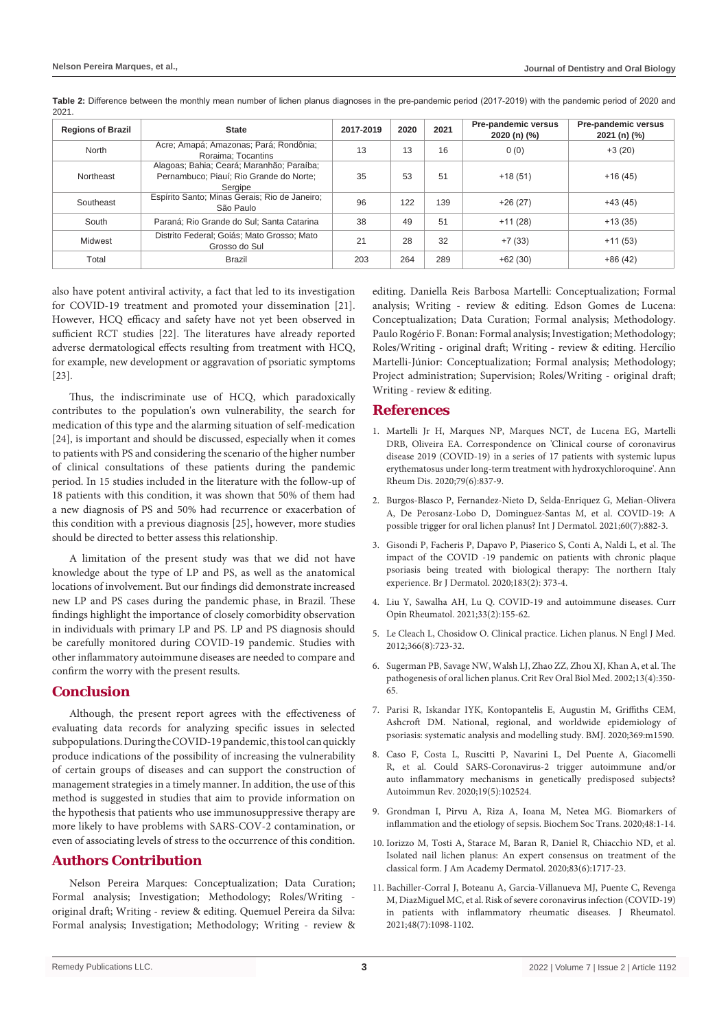**Table 2:** Difference between the monthly mean number of lichen planus diagnoses in the pre-pandemic period (2017-2019) with the pandemic period of 2020 and 2021.

| Regions of Brazil | State | 2017-2019 | 2020 | 2021 | Pre-pandemic versus 2020 (n) (%) | Pre-pandemic versus 2021 (n) (%) |
|---|---|---|---|---|---|---|
| North | Acre; Amapá; Amazonas; Pará; Rondônia; Roraima; Tocantins | 13 | 13 | 16 | 0 (0) | +3 (20) |
| Northeast | Alagoas; Bahia; Ceará; Maranhão; Paraíba; Pernambuco; Piauí; Rio Grande do Norte; Sergipe | 35 | 53 | 51 | +18 (51) | +16 (45) |
| Southeast | Espírito Santo; Minas Gerais; Rio de Janeiro; São Paulo | 96 | 122 | 139 | +26 (27) | +43 (45) |
| South | Paraná; Rio Grande do Sul; Santa Catarina | 38 | 49 | 51 | +11 (28) | +13 (35) |
| Midwest | Distrito Federal; Goiás; Mato Grosso; Mato Grosso do Sul | 21 | 28 | 32 | +7 (33) | +11 (53) |
| Total | Brazil | 203 | 264 | 289 | +62 (30) | +86 (42) |

also have potent antiviral activity, a fact that led to its investigation for COVID-19 treatment and promoted your dissemination [21]. However, HCQ efficacy and safety have not yet been observed in sufficient RCT studies [22]. The literatures have already reported adverse dermatological effects resulting from treatment with HCQ, for example, new development or aggravation of psoriatic symptoms [23].

Thus, the indiscriminate use of HCQ, which paradoxically contributes to the population's own vulnerability, the search for medication of this type and the alarming situation of self-medication [24], is important and should be discussed, especially when it comes to patients with PS and considering the scenario of the higher number of clinical consultations of these patients during the pandemic period. In 15 studies included in the literature with the follow-up of 18 patients with this condition, it was shown that 50% of them had a new diagnosis of PS and 50% had recurrence or exacerbation of this condition with a previous diagnosis [25], however, more studies should be directed to better assess this relationship.

A limitation of the present study was that we did not have knowledge about the type of LP and PS, as well as the anatomical locations of involvement. But our findings did demonstrate increased new LP and PS cases during the pandemic phase, in Brazil. These findings highlight the importance of closely comorbidity observation in individuals with primary LP and PS. LP and PS diagnosis should be carefully monitored during COVID-19 pandemic. Studies with other inflammatory autoimmune diseases are needed to compare and confirm the worry with the present results.

## Conclusion

Although, the present report agrees with the effectiveness of evaluating data records for analyzing specific issues in selected subpopulations. During the COVID-19 pandemic, this tool can quickly produce indications of the possibility of increasing the vulnerability of certain groups of diseases and can support the construction of management strategies in a timely manner. In addition, the use of this method is suggested in studies that aim to provide information on the hypothesis that patients who use immunosuppressive therapy are more likely to have problems with SARS-COV-2 contamination, or even of associating levels of stress to the occurrence of this condition.

## Authors Contribution

Nelson Pereira Marques: Conceptualization; Data Curation; Formal analysis; Investigation; Methodology; Roles/Writing - original draft; Writing - review & editing. Quemuel Pereira da Silva: Formal analysis; Investigation; Methodology; Writing - review & editing. Daniella Reis Barbosa Martelli: Conceptualization; Formal analysis; Writing - review & editing. Edson Gomes de Lucena: Conceptualization; Data Curation; Formal analysis; Methodology. Paulo Rogério F. Bonan: Formal analysis; Investigation; Methodology; Roles/Writing - original draft; Writing - review & editing. Hercílio Martelli-Júnior: Conceptualization; Formal analysis; Methodology; Project administration; Supervision; Roles/Writing - original draft; Writing - review & editing.

## References

1. Martelli Jr H, Marques NP, Marques NCT, de Lucena EG, Martelli DRB, Oliveira EA. Correspondence on 'Clinical course of coronavirus disease 2019 (COVID-19) in a series of 17 patients with systemic lupus erythematosus under long-term treatment with hydroxychloroquine'. Ann Rheum Dis. 2020;79(6):837-9.
2. Burgos-Blasco P, Fernandez-Nieto D, Selda-Enriquez G, Melian-Olivera A, De Perosanz-Lobo D, Dominguez-Santas M, et al. COVID-19: A possible trigger for oral lichen planus? Int J Dermatol. 2021;60(7):882-3.
3. Gisondi P, Facheris P, Dapavo P, Piaserico S, Conti A, Naldi L, et al. The impact of the COVID -19 pandemic on patients with chronic plaque psoriasis being treated with biological therapy: The northern Italy experience. Br J Dermatol. 2020;183(2): 373-4.
4. Liu Y, Sawalha AH, Lu Q. COVID-19 and autoimmune diseases. Curr Opin Rheumatol. 2021;33(2):155-62.
5. Le Cleach L, Chosidow O. Clinical practice. Lichen planus. N Engl J Med. 2012;366(8):723-32.
6. Sugerman PB, Savage NW, Walsh LJ, Zhao ZZ, Zhou XJ, Khan A, et al. The pathogenesis of oral lichen planus. Crit Rev Oral Biol Med. 2002;13(4):350-65.
7. Parisi R, Iskandar IYK, Kontopantelis E, Augustin M, Griffiths CEM, Ashcroft DM. National, regional, and worldwide epidemiology of psoriasis: systematic analysis and modelling study. BMJ. 2020;369:m1590.
8. Caso F, Costa L, Ruscitti P, Navarini L, Del Puente A, Giacomelli R, et al. Could SARS-Coronavirus-2 trigger autoimmune and/or auto inflammatory mechanisms in genetically predisposed subjects? Autoimmun Rev. 2020;19(5):102524.
9. Grondman I, Pirvu A, Riza A, Ioana M, Netea MG. Biomarkers of inflammation and the etiology of sepsis. Biochem Soc Trans. 2020;48:1-14.
10. Iorizzo M, Tosti A, Starace M, Baran R, Daniel R, Chiacchio ND, et al. Isolated nail lichen planus: An expert consensus on treatment of the classical form. J Am Academy Dermatol. 2020;83(6):1717-23.
11. Bachiller-Corral J, Boteanu A, Garcia-Villanueva MJ, Puente C, Revenga M, DiazMiguel MC, et al. Risk of severe coronavirus infection (COVID-19) in patients with inflammatory rheumatic diseases. J Rheumatol. 2021;48(7):1098-1102.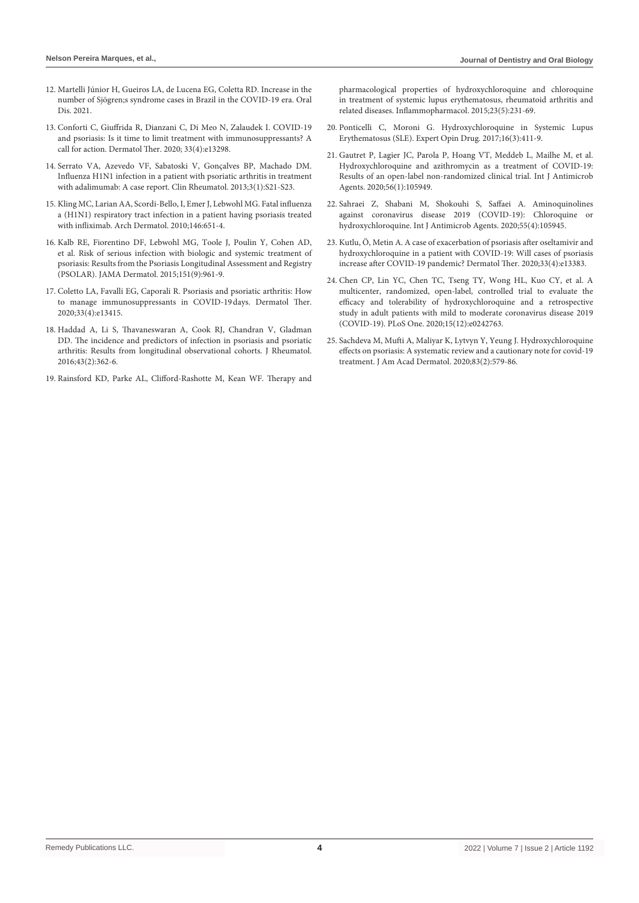12. Martelli Júnior H, Gueiros LA, de Lucena EG, Coletta RD. Increase in the number of Sjögren;s syndrome cases in Brazil in the COVID-19 era. Oral Dis. 2021.

13. Conforti C, Giuffrida R, Dianzani C, Di Meo N, Zalaudek I. COVID-19 and psoriasis: Is it time to limit treatment with immunosuppressants? A call for action. Dermatol Ther. 2020; 33(4):e13298.

14. Serrato VA, Azevedo VF, Sabatoski V, Gonçalves BP, Machado DM. Influenza H1N1 infection in a patient with psoriatic arthritis in treatment with adalimumab: A case report. Clin Rheumatol. 2013;3(1):S21-S23.

15. Kling MC, Larian AA, Scordi-Bello, I, Emer J, Lebwohl MG. Fatal influenza a (H1N1) respiratory tract infection in a patient having psoriasis treated with infliximab. Arch Dermatol. 2010;146:651-4.

16. Kalb RE, Fiorentino DF, Lebwohl MG, Toole J, Poulin Y, Cohen AD, et al. Risk of serious infection with biologic and systemic treatment of psoriasis: Results from the Psoriasis Longitudinal Assessment and Registry (PSOLAR). JAMA Dermatol. 2015;151(9):961-9.

17. Coletto LA, Favalli EG, Caporali R. Psoriasis and psoriatic arthritis: How to manage immunosuppressants in COVID-19 days. Dermatol Ther. 2020;33(4):e13415.

18. Haddad A, Li S, Thavaneswaran A, Cook RJ, Chandran V, Gladman DD. The incidence and predictors of infection in psoriasis and psoriatic arthritis: Results from longitudinal observational cohorts. J Rheumatol. 2016;43(2):362-6.

19. Rainsford KD, Parke AL, Clifford-Rashotte M, Kean WF. Therapy and pharmacological properties of hydroxychloroquine and chloroquine in treatment of systemic lupus erythematosus, rheumatoid arthritis and related diseases. Inflammopharmacol. 2015;23(5):231-69.

20. Ponticelli C, Moroni G. Hydroxychloroquine in Systemic Lupus Erythematosus (SLE). Expert Opin Drug. 2017;16(3):411-9.

21. Gautret P, Lagier JC, Parola P, Hoang VT, Meddeb L, Mailhe M, et al. Hydroxychloroquine and azithromycin as a treatment of COVID-19: Results of an open-label non-randomized clinical trial. Int J Antimicrob Agents. 2020;56(1):105949.

22. Sahraei Z, Shabani M, Shokouhi S, Saffaei A. Aminoquinolines against coronavirus disease 2019 (COVID-19): Chloroquine or hydroxychloroquine. Int J Antimicrob Agents. 2020;55(4):105945.

23. Kutlu, Ö, Metin A. A case of exacerbation of psoriasis after oseltamivir and hydroxychloroquine in a patient with COVID-19: Will cases of psoriasis increase after COVID-19 pandemic? Dermatol Ther. 2020;33(4):e13383.

24. Chen CP, Lin YC, Chen TC, Tseng TY, Wong HL, Kuo CY, et al. A multicenter, randomized, open-label, controlled trial to evaluate the efficacy and tolerability of hydroxychloroquine and a retrospective study in adult patients with mild to moderate coronavirus disease 2019 (COVID-19). PLoS One. 2020;15(12):e0242763.

25. Sachdeva M, Mufti A, Maliyar K, Lytvyn Y, Yeung J. Hydroxychloroquine effects on psoriasis: A systematic review and a cautionary note for covid-19 treatment. J Am Acad Dermatol. 2020;83(2):579-86.